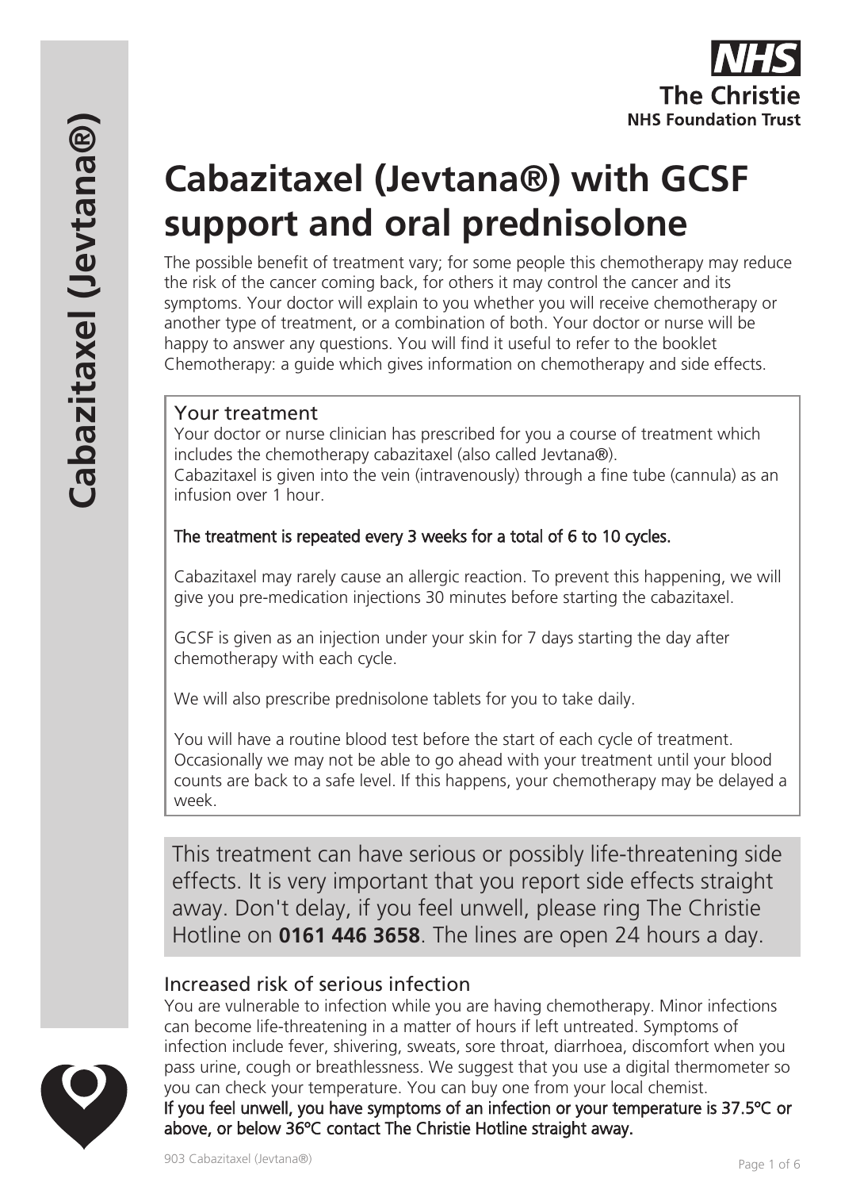# Cabazitaxel (Jevtana®) with GCSF support and oral prednisolone

The possible benefit of treatment vary; for some people this chemotherapy may reduce the risk of the cancer coming back, for others it may control the cancer and its symptoms. Your doctor will explain to you whether you will receive chemotherapy or another type of treatment, or a combination of both. Your doctor or nurse will be happy to answer any questions. You will find it useful to refer to the booklet Chemotherapy: a guide which gives information on chemotherapy and side effects.

## Your treatment

Your doctor or nurse clinician has prescribed for you a course of treatment which includes the chemotherapy cabazitaxel (also called Jevtana®).
Cabazitaxel is given into the vein (intravenously) through a fine tube (cannula) as an infusion over 1 hour.

**The treatment is repeated every 3 weeks for a total of 6 to 10 cycles.**

Cabazitaxel may rarely cause an allergic reaction. To prevent this happening, we will give you pre-medication injections 30 minutes before starting the cabazitaxel.

GCSF is given as an injection under your skin for 7 days starting the day after chemotherapy with each cycle.

We will also prescribe prednisolone tablets for you to take daily.

You will have a routine blood test before the start of each cycle of treatment. Occasionally we may not be able to go ahead with your treatment until your blood counts are back to a safe level. If this happens, your chemotherapy may be delayed a week.

This treatment can have serious or possibly life-threatening side effects. It is very important that you report side effects straight away. Don't delay, if you feel unwell, please ring The Christie Hotline on **0161 446 3658**. The lines are open 24 hours a day.

## Increased risk of serious infection

You are vulnerable to infection while you are having chemotherapy. Minor infections can become life-threatening in a matter of hours if left untreated. Symptoms of infection include fever, shivering, sweats, sore throat, diarrhoea, discomfort when you pass urine, cough or breathlessness. We suggest that you use a digital thermometer so you can check your temperature. You can buy one from your local chemist.
**If you feel unwell, you have symptoms of an infection or your temperature is 37.5ºC or above, or below 36ºC contact The Christie Hotline straight away.**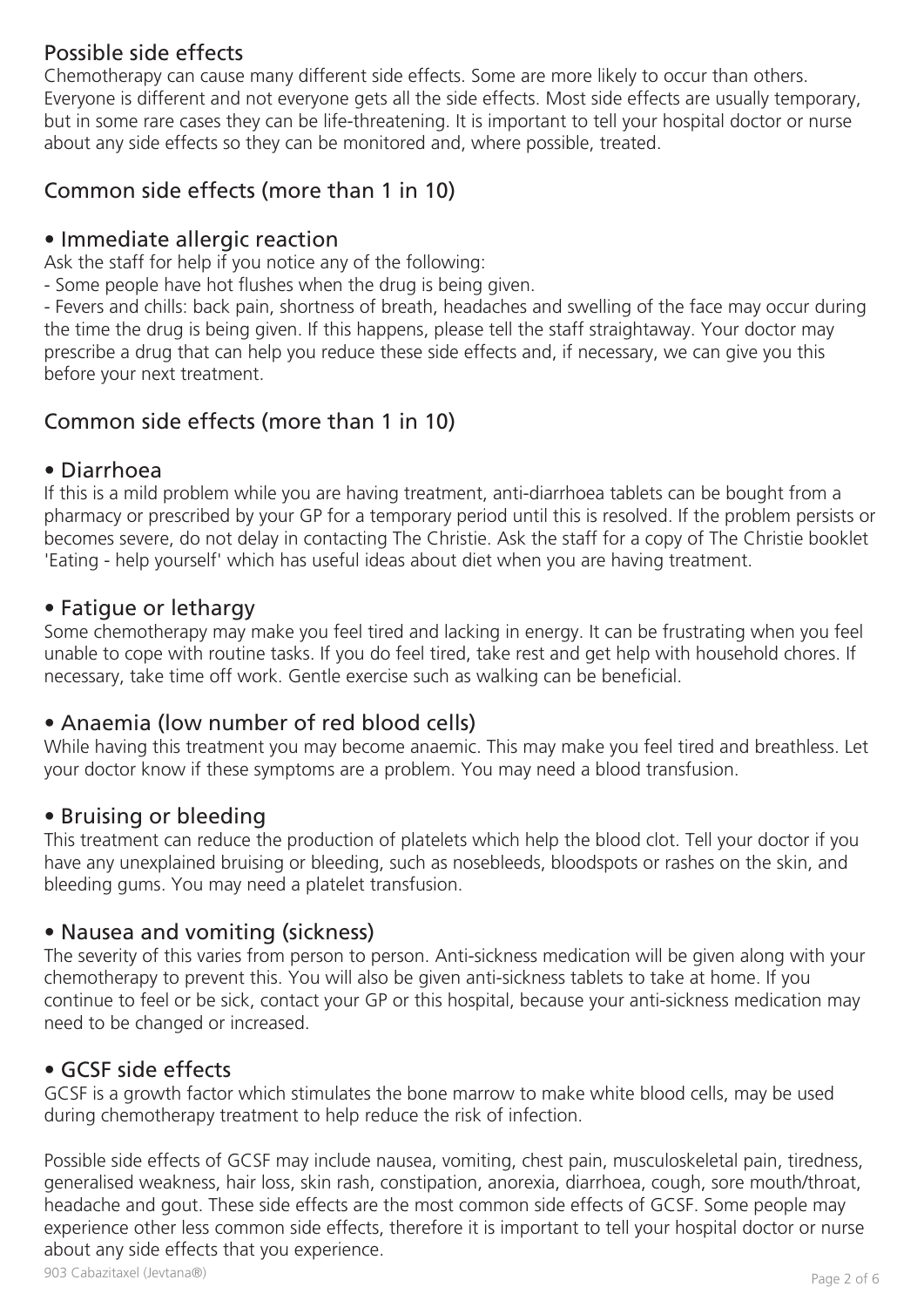## Possible side effects

Chemotherapy can cause many different side effects. Some are more likely to occur than others. Everyone is different and not everyone gets all the side effects. Most side effects are usually temporary, but in some rare cases they can be life-threatening. It is important to tell your hospital doctor or nurse about any side effects so they can be monitored and, where possible, treated.

## Common side effects (more than 1 in 10)

### • Immediate allergic reaction

Ask the staff for help if you notice any of the following:

- Some people have hot flushes when the drug is being given.

- Fevers and chills: back pain, shortness of breath, headaches and swelling of the face may occur during the time the drug is being given. If this happens, please tell the staff straightaway. Your doctor may prescribe a drug that can help you reduce these side effects and, if necessary, we can give you this before your next treatment.

## Common side effects (more than 1 in 10)

### • Diarrhoea

If this is a mild problem while you are having treatment, anti-diarrhoea tablets can be bought from a pharmacy or prescribed by your GP for a temporary period until this is resolved. If the problem persists or becomes severe, do not delay in contacting The Christie. Ask the staff for a copy of The Christie booklet 'Eating - help yourself' which has useful ideas about diet when you are having treatment.

### • Fatigue or lethargy

Some chemotherapy may make you feel tired and lacking in energy. It can be frustrating when you feel unable to cope with routine tasks. If you do feel tired, take rest and get help with household chores. If necessary, take time off work. Gentle exercise such as walking can be beneficial.

### • Anaemia (low number of red blood cells)

While having this treatment you may become anaemic. This may make you feel tired and breathless. Let your doctor know if these symptoms are a problem. You may need a blood transfusion.

### • Bruising or bleeding

This treatment can reduce the production of platelets which help the blood clot. Tell your doctor if you have any unexplained bruising or bleeding, such as nosebleeds, bloodspots or rashes on the skin, and bleeding gums. You may need a platelet transfusion.

### • Nausea and vomiting (sickness)

The severity of this varies from person to person. Anti-sickness medication will be given along with your chemotherapy to prevent this. You will also be given anti-sickness tablets to take at home. If you continue to feel or be sick, contact your GP or this hospital, because your anti-sickness medication may need to be changed or increased.

### • GCSF side effects

GCSF is a growth factor which stimulates the bone marrow to make white blood cells, may be used during chemotherapy treatment to help reduce the risk of infection.

Possible side effects of GCSF may include nausea, vomiting, chest pain, musculoskeletal pain, tiredness, generalised weakness, hair loss, skin rash, constipation, anorexia, diarrhoea, cough, sore mouth/throat, headache and gout. These side effects are the most common side effects of GCSF. Some people may experience other less common side effects, therefore it is important to tell your hospital doctor or nurse about any side effects that you experience.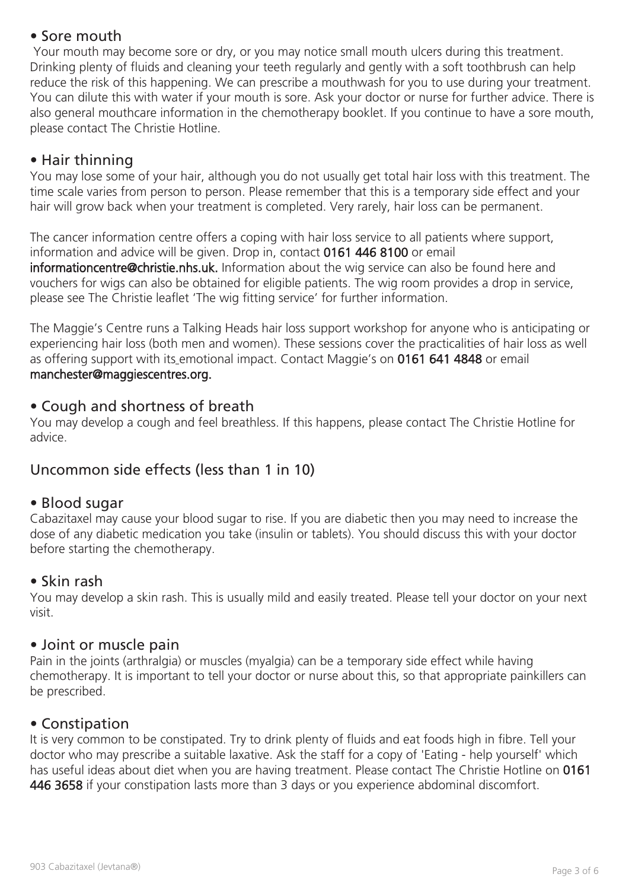## • Sore mouth

Your mouth may become sore or dry, or you may notice small mouth ulcers during this treatment. Drinking plenty of fluids and cleaning your teeth regularly and gently with a soft toothbrush can help reduce the risk of this happening. We can prescribe a mouthwash for you to use during your treatment. You can dilute this with water if your mouth is sore. Ask your doctor or nurse for further advice. There is also general mouthcare information in the chemotherapy booklet. If you continue to have a sore mouth, please contact The Christie Hotline.

## • Hair thinning

You may lose some of your hair, although you do not usually get total hair loss with this treatment. The time scale varies from person to person. Please remember that this is a temporary side effect and your hair will grow back when your treatment is completed. Very rarely, hair loss can be permanent.

The cancer information centre offers a coping with hair loss service to all patients where support, information and advice will be given. Drop in, contact **0161 446 8100** or email **informationcentre@christie.nhs.uk.** Information about the wig service can also be found here and vouchers for wigs can also be obtained for eligible patients. The wig room provides a drop in service, please see The Christie leaflet 'The wig fitting service' for further information.

The Maggie's Centre runs a Talking Heads hair loss support workshop for anyone who is anticipating or experiencing hair loss (both men and women). These sessions cover the practicalities of hair loss as well as offering support with its emotional impact. Contact Maggie's on **0161 641 4848** or email **manchester@maggiescentres.org.**

## • Cough and shortness of breath

You may develop a cough and feel breathless. If this happens, please contact The Christie Hotline for advice.

# Uncommon side effects (less than 1 in 10)

## • Blood sugar

Cabazitaxel may cause your blood sugar to rise. If you are diabetic then you may need to increase the dose of any diabetic medication you take (insulin or tablets). You should discuss this with your doctor before starting the chemotherapy.

## • Skin rash

You may develop a skin rash. This is usually mild and easily treated. Please tell your doctor on your next visit.

## • Joint or muscle pain

Pain in the joints (arthralgia) or muscles (myalgia) can be a temporary side effect while having chemotherapy. It is important to tell your doctor or nurse about this, so that appropriate painkillers can be prescribed.

## • Constipation

It is very common to be constipated. Try to drink plenty of fluids and eat foods high in fibre. Tell your doctor who may prescribe a suitable laxative. Ask the staff for a copy of 'Eating - help yourself' which has useful ideas about diet when you are having treatment. Please contact The Christie Hotline on **0161 446 3658** if your constipation lasts more than 3 days or you experience abdominal discomfort.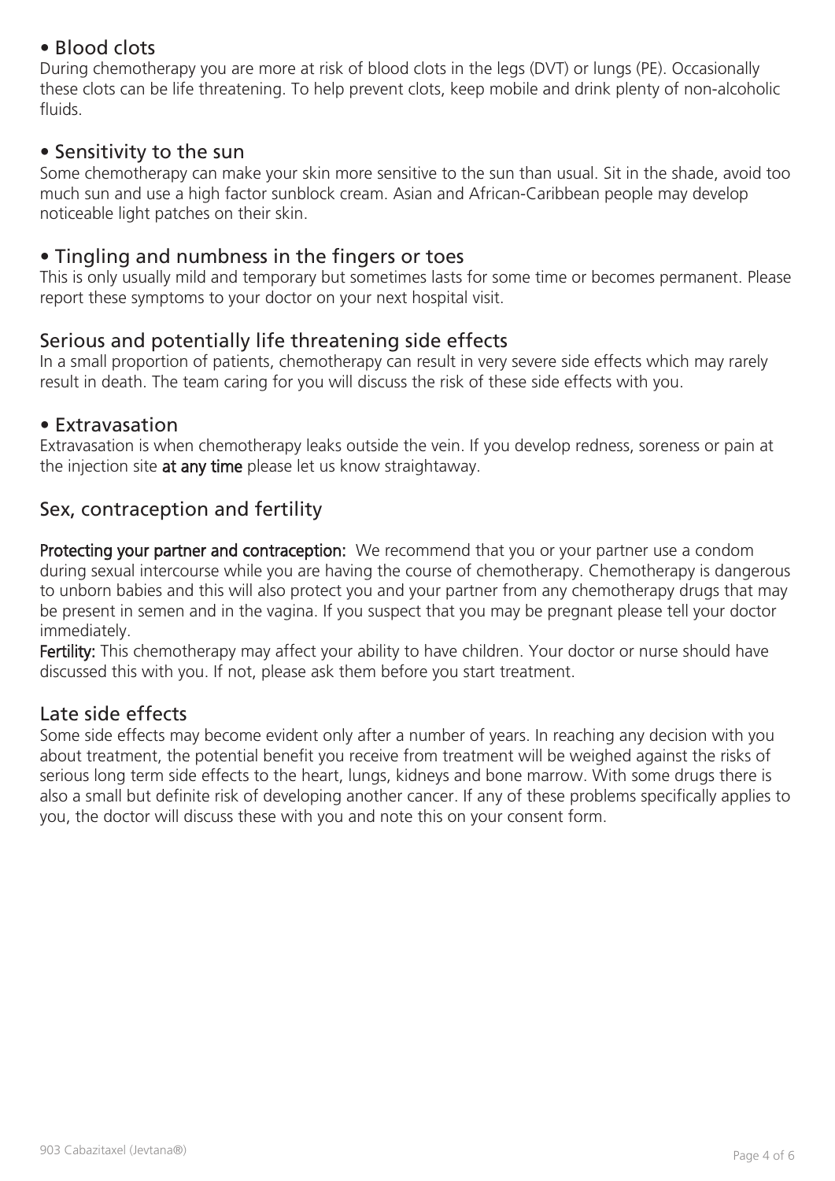## • Blood clots

During chemotherapy you are more at risk of blood clots in the legs (DVT) or lungs (PE). Occasionally these clots can be life threatening. To help prevent clots, keep mobile and drink plenty of non-alcoholic fluids.

## • Sensitivity to the sun

Some chemotherapy can make your skin more sensitive to the sun than usual. Sit in the shade, avoid too much sun and use a high factor sunblock cream. Asian and African-Caribbean people may develop noticeable light patches on their skin.

## • Tingling and numbness in the fingers or toes

This is only usually mild and temporary but sometimes lasts for some time or becomes permanent. Please report these symptoms to your doctor on your next hospital visit.

## Serious and potentially life threatening side effects

In a small proportion of patients, chemotherapy can result in very severe side effects which may rarely result in death. The team caring for you will discuss the risk of these side effects with you.

## • Extravasation

Extravasation is when chemotherapy leaks outside the vein. If you develop redness, soreness or pain at the injection site **at any time** please let us know straightaway.

## Sex, contraception and fertility

**Protecting your partner and contraception:** We recommend that you or your partner use a condom during sexual intercourse while you are having the course of chemotherapy. Chemotherapy is dangerous to unborn babies and this will also protect you and your partner from any chemotherapy drugs that may be present in semen and in the vagina. If you suspect that you may be pregnant please tell your doctor immediately.

**Fertility:** This chemotherapy may affect your ability to have children. Your doctor or nurse should have discussed this with you. If not, please ask them before you start treatment.

## Late side effects

Some side effects may become evident only after a number of years. In reaching any decision with you about treatment, the potential benefit you receive from treatment will be weighed against the risks of serious long term side effects to the heart, lungs, kidneys and bone marrow. With some drugs there is also a small but definite risk of developing another cancer. If any of these problems specifically applies to you, the doctor will discuss these with you and note this on your consent form.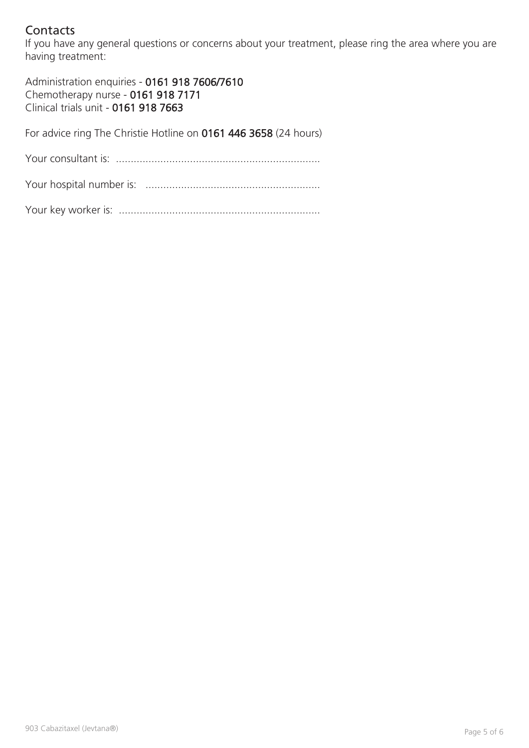## Contacts

If you have any general questions or concerns about your treatment, please ring the area where you are having treatment:

Administration enquiries - **0161 918 7606/7610**
Chemotherapy nurse - **0161 918 7171**
Clinical trials unit - **0161 918 7663**

For advice ring The Christie Hotline on **0161 446 3658** (24 hours)

Your consultant is: ....................................................................

Your hospital number is: ..........................................................

Your key worker is: ...................................................................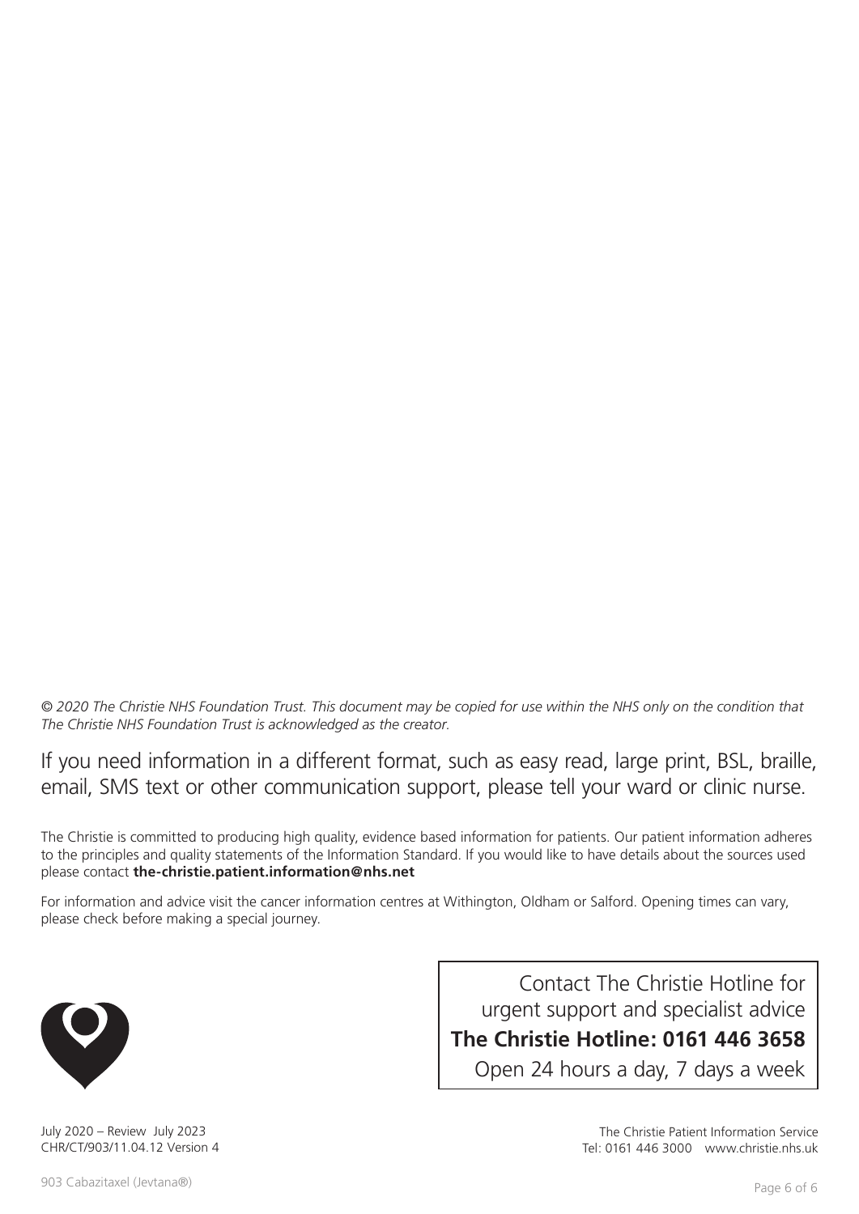*© 2020 The Christie NHS Foundation Trust. This document may be copied for use within the NHS only on the condition that The Christie NHS Foundation Trust is acknowledged as the creator.*

If you need information in a different format, such as easy read, large print, BSL, braille, email, SMS text or other communication support, please tell your ward or clinic nurse.

The Christie is committed to producing high quality, evidence based information for patients. Our patient information adheres to the principles and quality statements of the Information Standard. If you would like to have details about the sources used please contact **the-christie.patient.information@nhs.net**

For information and advice visit the cancer information centres at Withington, Oldham or Salford. Opening times can vary, please check before making a special journey.

Contact The Christie Hotline for urgent support and specialist advice

**The Christie Hotline: 0161 446 3658**

Open 24 hours a day, 7 days a week

July 2020 – Review July 2023
CHR/CT/903/11.04.12 Version 4

The Christie Patient Information Service
Tel: 0161 446 3000 www.christie.nhs.uk

903 Cabazitaxel (Jevtana®)